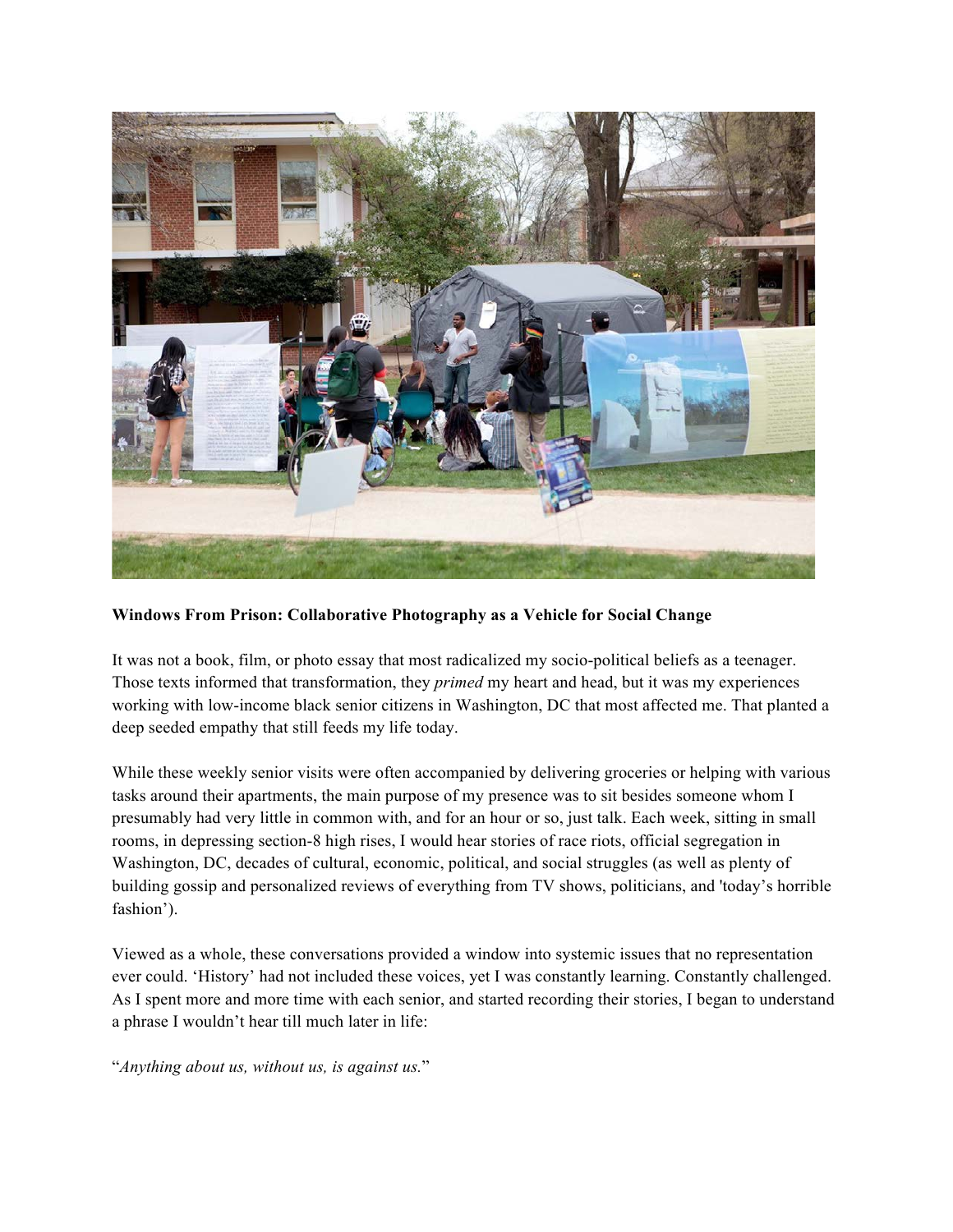**Windows From Prison: Collaborative Photography as a Vehicle for Social Change**

It was not a book, film, or photo essay that most radicalized my socio-political beliefs as a teenager. Those texts informed that transformation, they *primed* my heart and head, but it was my experiences working with low-income black senior citizens in Washington, DC that most affected me. That planted a deep seeded empathy that still feeds my life today.

While these weekly senior visits were often accompanied by delivering groceries or helping with various tasks around their apartments, the main purpose of my presence was to sit besides someone whom I presumably had very little in common with, and for an hour or so, just talk. Each week, sitting in small rooms, in depressing section-8 high rises, I would hear stories of race riots, official segregation in Washington, DC, decades of cultural, economic, political, and social struggles (as well as plenty of building gossip and personalized reviews of everything from TV shows, politicians, and 'today's horrible fashion').

Viewed as a whole, these conversations provided a window into systemic issues that no representation ever could. 'History' had not included these voices, yet I was constantly learning. Constantly challenged. As I spent more and more time with each senior, and started recording their stories, I began to understand a phrase I wouldn't hear till much later in life:

"*Anything about us, without us, is against us.*"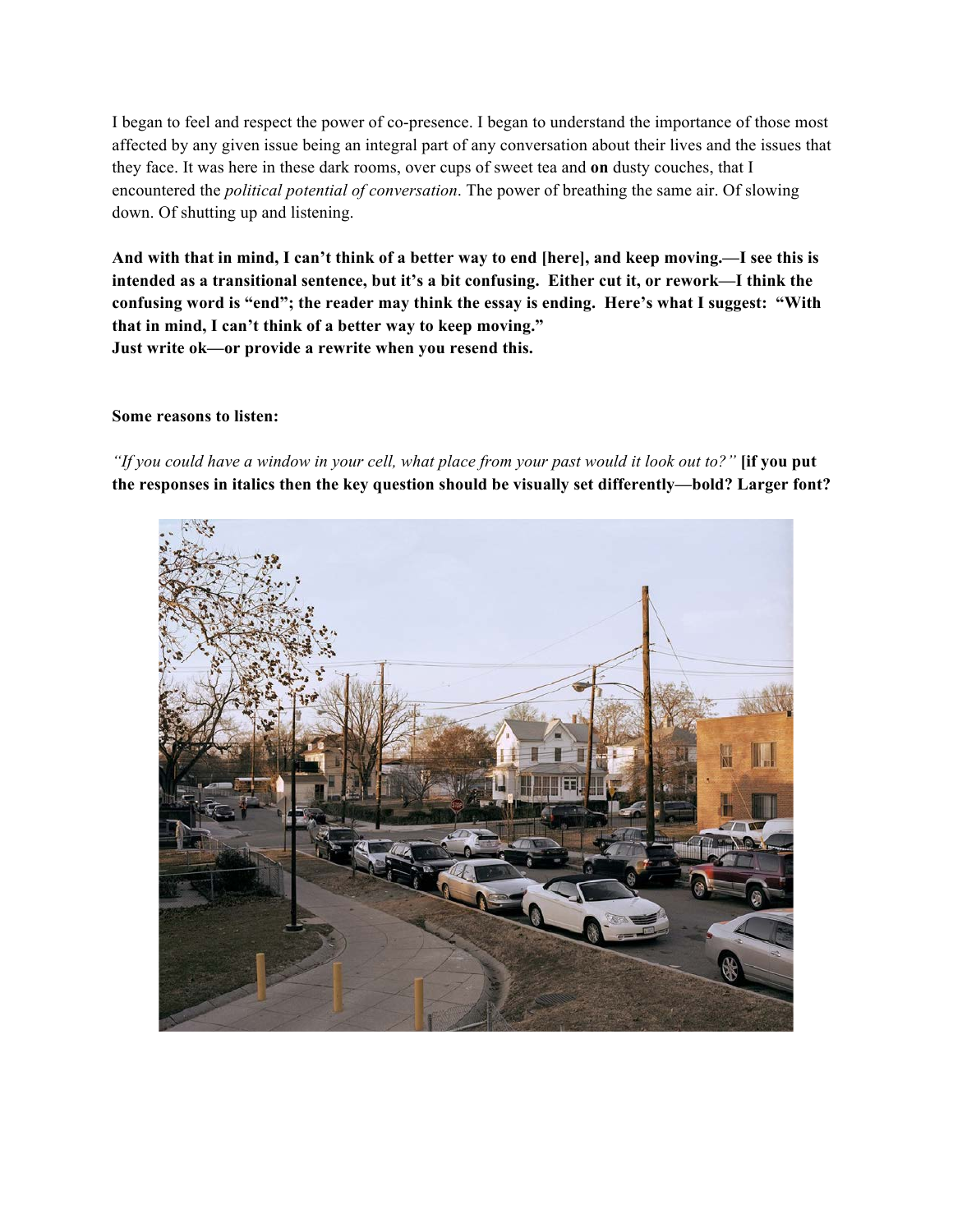I began to feel and respect the power of co-presence. I began to understand the importance of those most affected by any given issue being an integral part of any conversation about their lives and the issues that they face. It was here in these dark rooms, over cups of sweet tea and **on** dusty couches, that I encountered the *political potential of conversation*. The power of breathing the same air. Of slowing down. Of shutting up and listening.

**And with that in mind, I can't think of a better way to end [here], and keep moving.—I see this is intended as a transitional sentence, but it's a bit confusing. Either cut it, or rework—I think the confusing word is "end"; the reader may think the essay is ending. Here's what I suggest: "With that in mind, I can't think of a better way to keep moving."**
**Just write ok—or provide a rewrite when you resend this.**

**Some reasons to listen:**

*"If you could have a window in your cell, what place from your past would it look out to?"* **[if you put the responses in italics then the key question should be visually set differently—bold? Larger font?**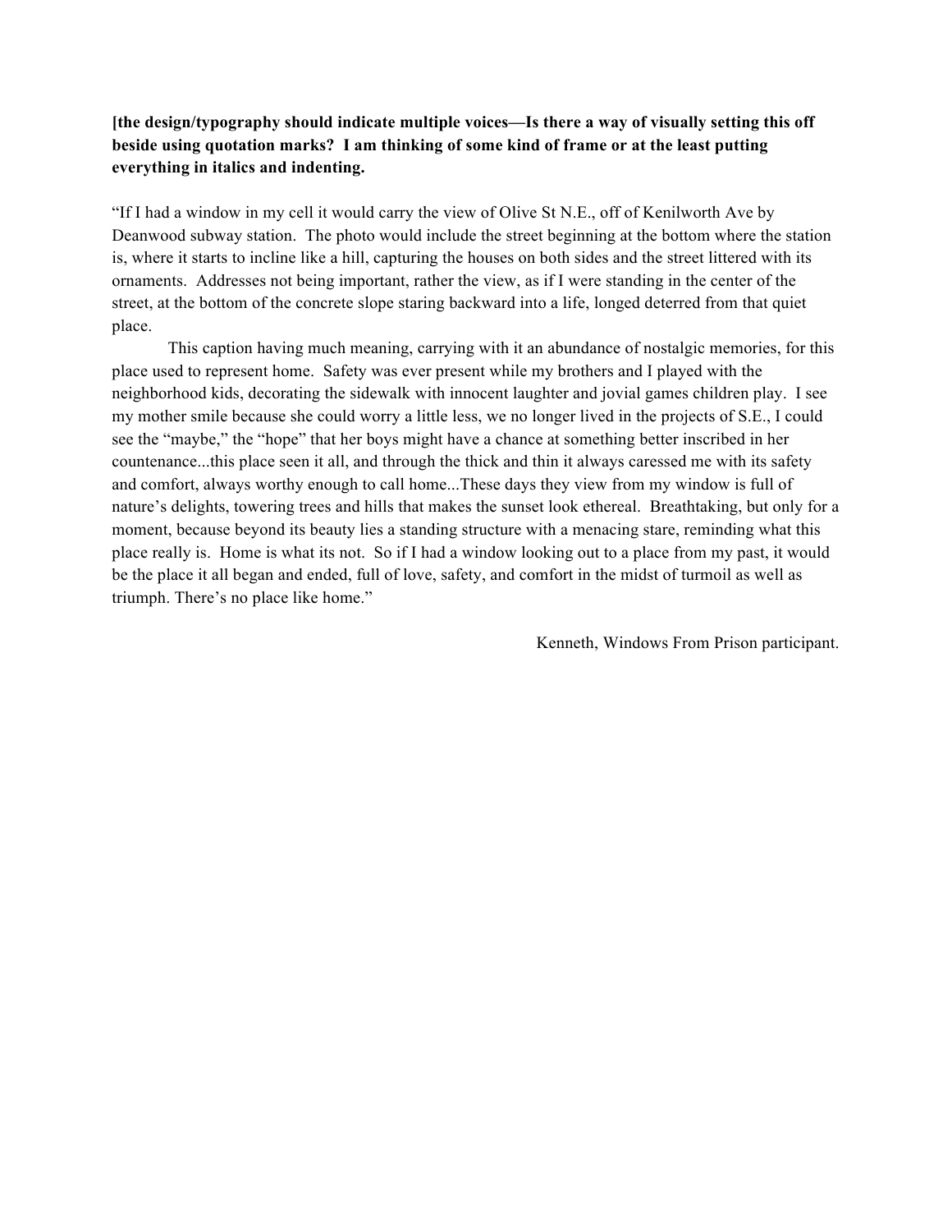**[the design/typography should indicate multiple voices—Is there a way of visually setting this off beside using quotation marks? I am thinking of some kind of frame or at the least putting everything in italics and indenting.**

"If I had a window in my cell it would carry the view of Olive St N.E., off of Kenilworth Ave by Deanwood subway station. The photo would include the street beginning at the bottom where the station is, where it starts to incline like a hill, capturing the houses on both sides and the street littered with its ornaments. Addresses not being important, rather the view, as if I were standing in the center of the street, at the bottom of the concrete slope staring backward into a life, longed deterred from that quiet place.

This caption having much meaning, carrying with it an abundance of nostalgic memories, for this place used to represent home. Safety was ever present while my brothers and I played with the neighborhood kids, decorating the sidewalk with innocent laughter and jovial games children play. I see my mother smile because she could worry a little less, we no longer lived in the projects of S.E., I could see the "maybe," the "hope" that her boys might have a chance at something better inscribed in her countenance...this place seen it all, and through the thick and thin it always caressed me with its safety and comfort, always worthy enough to call home...These days they view from my window is full of nature's delights, towering trees and hills that makes the sunset look ethereal. Breathtaking, but only for a moment, because beyond its beauty lies a standing structure with a menacing stare, reminding what this place really is. Home is what its not. So if I had a window looking out to a place from my past, it would be the place it all began and ended, full of love, safety, and comfort in the midst of turmoil as well as triumph. There's no place like home."

Kenneth, Windows From Prison participant.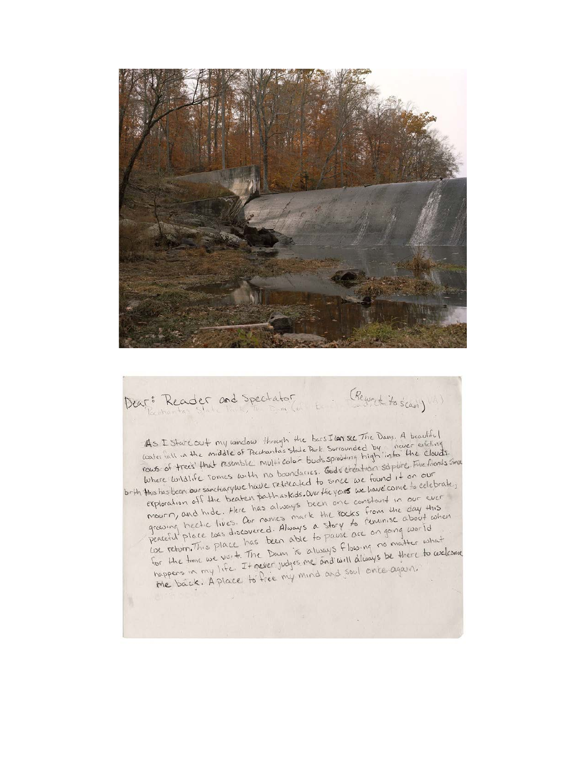Dear: Reader and Spectator (Rewrite to scan)

Pocahontas State Park, The Dam (Chesterfield, VA)

As I stare out my window through the bars I can see The Dam. A beautiful water fall in the middle of Pocahontas State Park. Surrounded by never ending rows of trees that resemble multi color buds sprouting high into the clouds. Where wildlife roams with no boundaries. Gods creation so pure. Five friends since birth this has been our sanctuary we have retreated to since we found it on our exploration off the beaten path as kids. Over the years we have come to celebrate, mourn, and hide. Here has always been one constant in our ever growing hectic lives. Our names mark the rocks from the day this peaceful place was discovered. Always a story to reminise about when we return. This place has been able to pause are on going world for the time we visit. The Dam is always flowing no matter what happens in my life. It never judges me and will always be there to welcome me back. A place to free my mind and soul once again.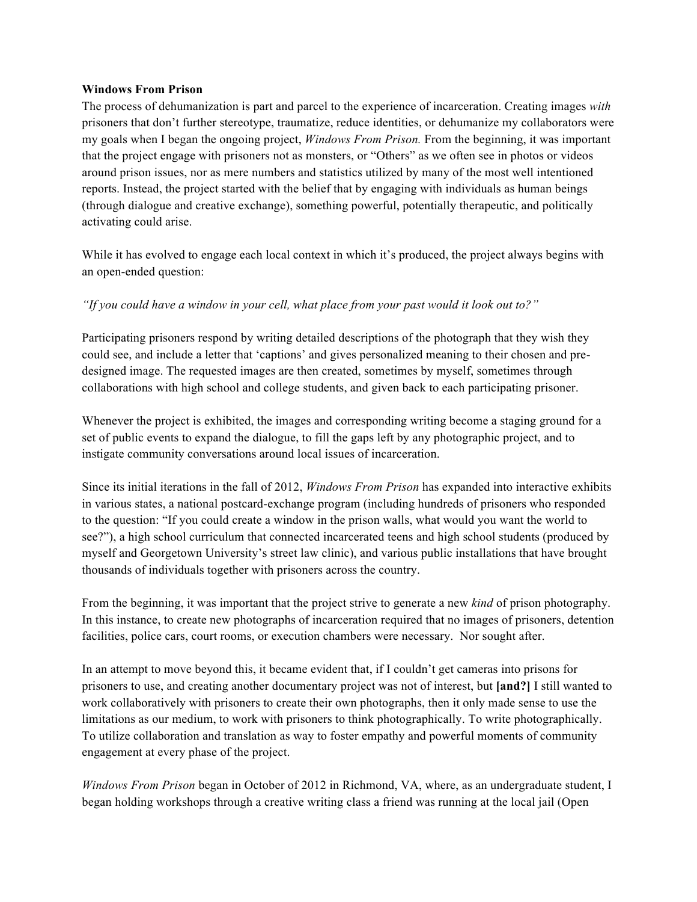**Windows From Prison**

The process of dehumanization is part and parcel to the experience of incarceration. Creating images *with* prisoners that don't further stereotype, traumatize, reduce identities, or dehumanize my collaborators were my goals when I began the ongoing project, *Windows From Prison.* From the beginning, it was important that the project engage with prisoners not as monsters, or "Others" as we often see in photos or videos around prison issues, nor as mere numbers and statistics utilized by many of the most well intentioned reports. Instead, the project started with the belief that by engaging with individuals as human beings (through dialogue and creative exchange), something powerful, potentially therapeutic, and politically activating could arise.

While it has evolved to engage each local context in which it's produced, the project always begins with an open-ended question:

*"If you could have a window in your cell, what place from your past would it look out to?"*

Participating prisoners respond by writing detailed descriptions of the photograph that they wish they could see, and include a letter that 'captions' and gives personalized meaning to their chosen and pre-designed image. The requested images are then created, sometimes by myself, sometimes through collaborations with high school and college students, and given back to each participating prisoner.

Whenever the project is exhibited, the images and corresponding writing become a staging ground for a set of public events to expand the dialogue, to fill the gaps left by any photographic project, and to instigate community conversations around local issues of incarceration.

Since its initial iterations in the fall of 2012, *Windows From Prison* has expanded into interactive exhibits in various states, a national postcard-exchange program (including hundreds of prisoners who responded to the question: "If you could create a window in the prison walls, what would you want the world to see?"), a high school curriculum that connected incarcerated teens and high school students (produced by myself and Georgetown University's street law clinic), and various public installations that have brought thousands of individuals together with prisoners across the country.

From the beginning, it was important that the project strive to generate a new *kind* of prison photography. In this instance, to create new photographs of incarceration required that no images of prisoners, detention facilities, police cars, court rooms, or execution chambers were necessary. Nor sought after.

In an attempt to move beyond this, it became evident that, if I couldn't get cameras into prisons for prisoners to use, and creating another documentary project was not of interest, but **[and?]** I still wanted to work collaboratively with prisoners to create their own photographs, then it only made sense to use the limitations as our medium, to work with prisoners to think photographically. To write photographically. To utilize collaboration and translation as way to foster empathy and powerful moments of community engagement at every phase of the project.

*Windows From Prison* began in October of 2012 in Richmond, VA, where, as an undergraduate student, I began holding workshops through a creative writing class a friend was running at the local jail (Open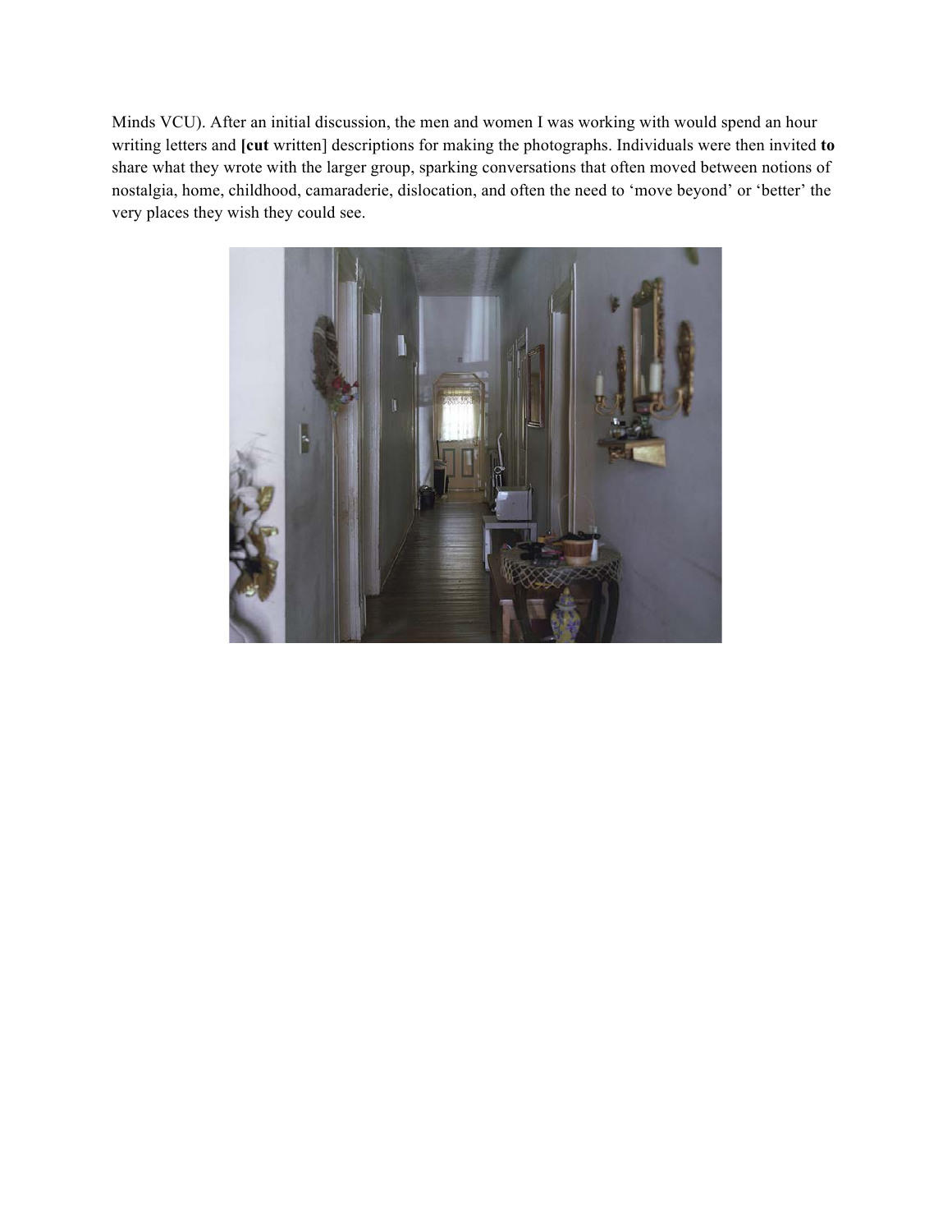Minds VCU). After an initial discussion, the men and women I was working with would spend an hour writing letters and **[cut** written] descriptions for making the photographs. Individuals were then invited **to** share what they wrote with the larger group, sparking conversations that often moved between notions of nostalgia, home, childhood, camaraderie, dislocation, and often the need to 'move beyond' or 'better' the very places they wish they could see.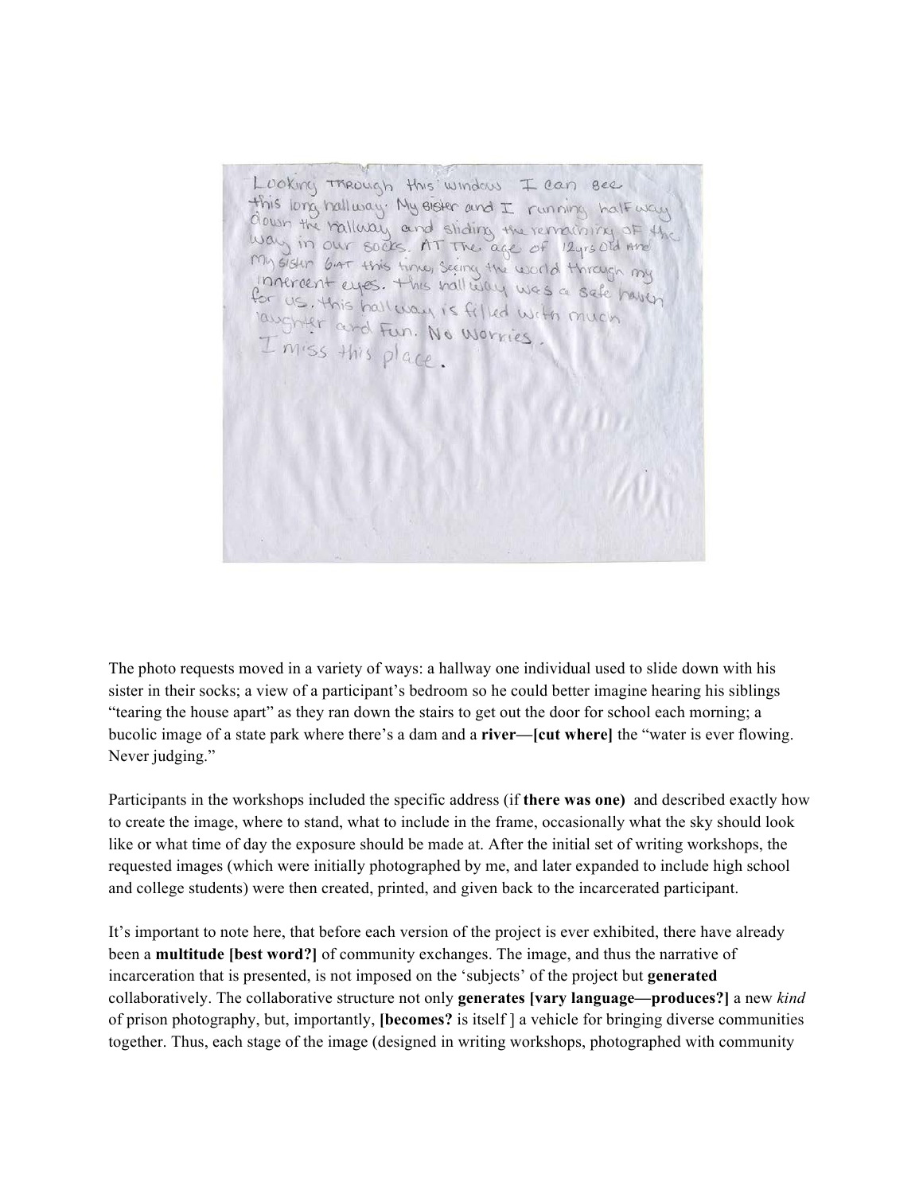Looking THROUGH this window I can see this long hallway. My sister and I running half way down the hallway and sliding the remaining of the way in our socks. AT The age of 12yrs old and my sister 6 AT this time, Seeing the world through my innercent eyes. this hallway was a safe haven for us. this hallway is filled with much laughter and Fun. No Worries.
I miss this place.

The photo requests moved in a variety of ways: a hallway one individual used to slide down with his sister in their socks; a view of a participant's bedroom so he could better imagine hearing his siblings "tearing the house apart" as they ran down the stairs to get out the door for school each morning; a bucolic image of a state park where there's a dam and a **river—[cut where]** the "water is ever flowing. Never judging."

Participants in the workshops included the specific address (if **there was one)** and described exactly how to create the image, where to stand, what to include in the frame, occasionally what the sky should look like or what time of day the exposure should be made at. After the initial set of writing workshops, the requested images (which were initially photographed by me, and later expanded to include high school and college students) were then created, printed, and given back to the incarcerated participant.

It's important to note here, that before each version of the project is ever exhibited, there have already been a **multitude [best word?]** of community exchanges. The image, and thus the narrative of incarceration that is presented, is not imposed on the 'subjects' of the project but **generated** collaboratively. The collaborative structure not only **generates [vary language—produces?]** a new *kind* of prison photography, but, importantly, **[becomes?** is itself ] a vehicle for bringing diverse communities together. Thus, each stage of the image (designed in writing workshops, photographed with community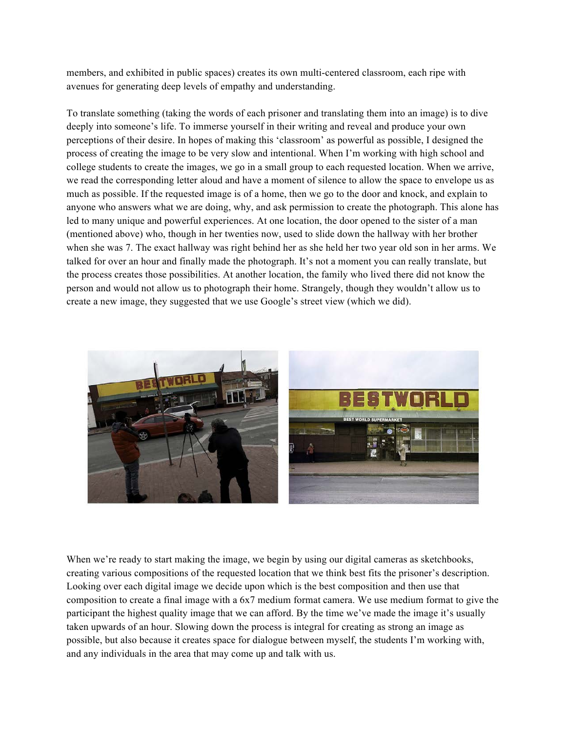members, and exhibited in public spaces) creates its own multi-centered classroom, each ripe with avenues for generating deep levels of empathy and understanding.

To translate something (taking the words of each prisoner and translating them into an image) is to dive deeply into someone's life. To immerse yourself in their writing and reveal and produce your own perceptions of their desire. In hopes of making this 'classroom' as powerful as possible, I designed the process of creating the image to be very slow and intentional. When I'm working with high school and college students to create the images, we go in a small group to each requested location. When we arrive, we read the corresponding letter aloud and have a moment of silence to allow the space to envelope us as much as possible. If the requested image is of a home, then we go to the door and knock, and explain to anyone who answers what we are doing, why, and ask permission to create the photograph. This alone has led to many unique and powerful experiences. At one location, the door opened to the sister of a man (mentioned above) who, though in her twenties now, used to slide down the hallway with her brother when she was 7. The exact hallway was right behind her as she held her two year old son in her arms. We talked for over an hour and finally made the photograph. It's not a moment you can really translate, but the process creates those possibilities. At another location, the family who lived there did not know the person and would not allow us to photograph their home. Strangely, though they wouldn't allow us to create a new image, they suggested that we use Google's street view (which we did).

When we're ready to start making the image, we begin by using our digital cameras as sketchbooks, creating various compositions of the requested location that we think best fits the prisoner's description. Looking over each digital image we decide upon which is the best composition and then use that composition to create a final image with a 6x7 medium format camera. We use medium format to give the participant the highest quality image that we can afford. By the time we've made the image it's usually taken upwards of an hour. Slowing down the process is integral for creating as strong an image as possible, but also because it creates space for dialogue between myself, the students I'm working with, and any individuals in the area that may come up and talk with us.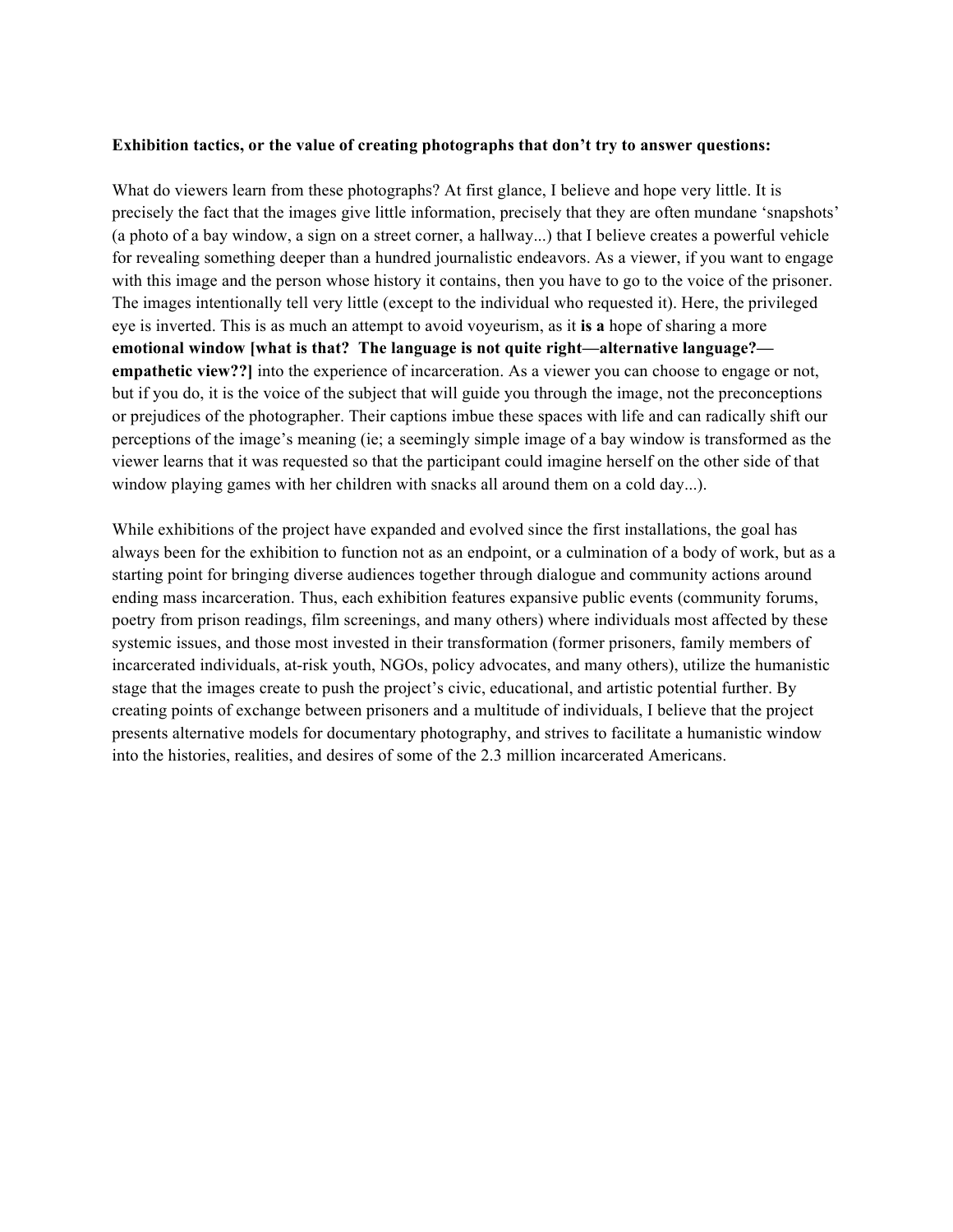**Exhibition tactics, or the value of creating photographs that don't try to answer questions:**

What do viewers learn from these photographs? At first glance, I believe and hope very little. It is precisely the fact that the images give little information, precisely that they are often mundane 'snapshots' (a photo of a bay window, a sign on a street corner, a hallway...) that I believe creates a powerful vehicle for revealing something deeper than a hundred journalistic endeavors. As a viewer, if you want to engage with this image and the person whose history it contains, then you have to go to the voice of the prisoner. The images intentionally tell very little (except to the individual who requested it). Here, the privileged eye is inverted. This is as much an attempt to avoid voyeurism, as it **is a** hope of sharing a more **emotional window [what is that? The language is not quite right—alternative language?—empathetic view??]** into the experience of incarceration. As a viewer you can choose to engage or not, but if you do, it is the voice of the subject that will guide you through the image, not the preconceptions or prejudices of the photographer. Their captions imbue these spaces with life and can radically shift our perceptions of the image's meaning (ie; a seemingly simple image of a bay window is transformed as the viewer learns that it was requested so that the participant could imagine herself on the other side of that window playing games with her children with snacks all around them on a cold day...).

While exhibitions of the project have expanded and evolved since the first installations, the goal has always been for the exhibition to function not as an endpoint, or a culmination of a body of work, but as a starting point for bringing diverse audiences together through dialogue and community actions around ending mass incarceration. Thus, each exhibition features expansive public events (community forums, poetry from prison readings, film screenings, and many others) where individuals most affected by these systemic issues, and those most invested in their transformation (former prisoners, family members of incarcerated individuals, at-risk youth, NGOs, policy advocates, and many others), utilize the humanistic stage that the images create to push the project's civic, educational, and artistic potential further. By creating points of exchange between prisoners and a multitude of individuals, I believe that the project presents alternative models for documentary photography, and strives to facilitate a humanistic window into the histories, realities, and desires of some of the 2.3 million incarcerated Americans.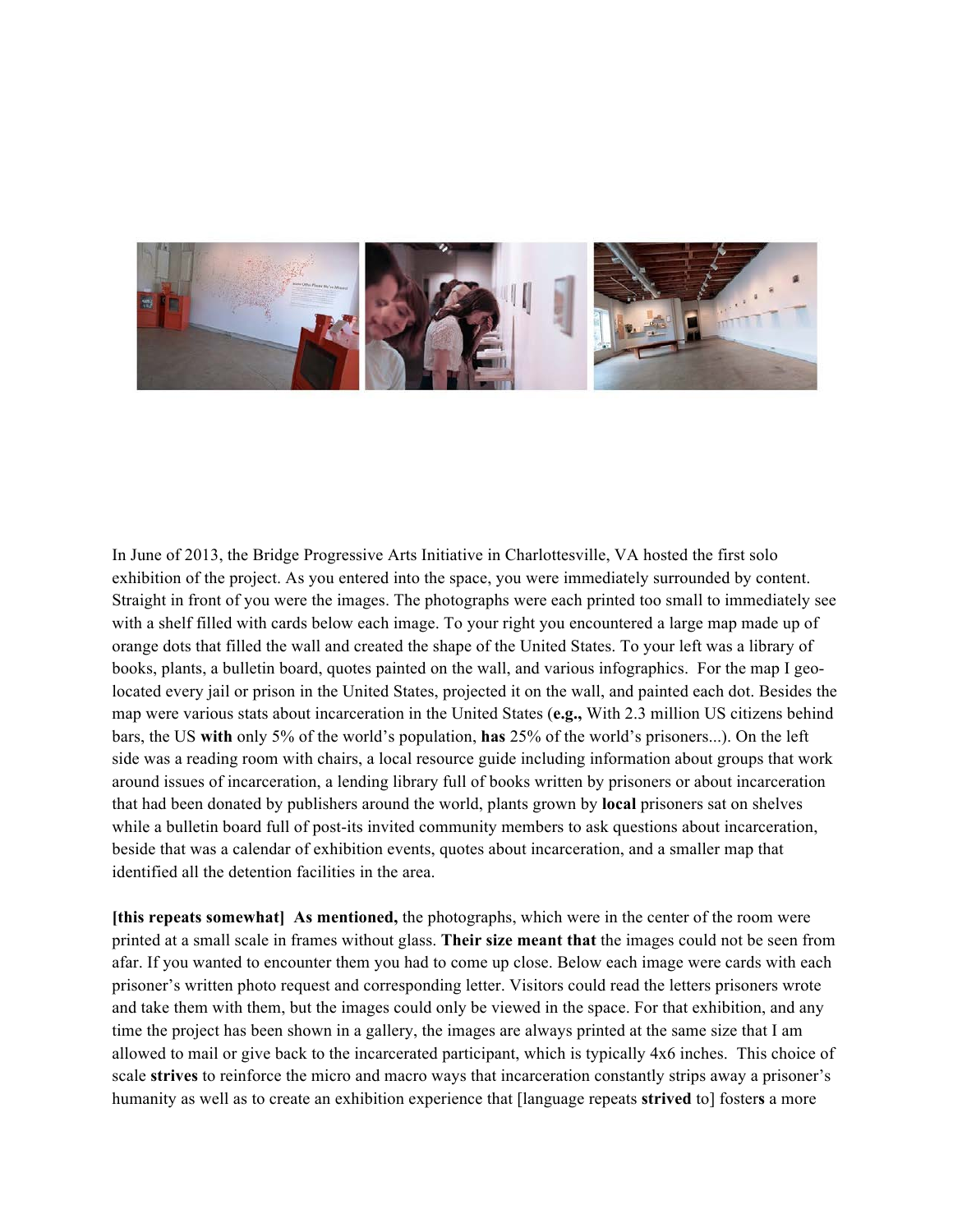In June of 2013, the Bridge Progressive Arts Initiative in Charlottesville, VA hosted the first solo exhibition of the project. As you entered into the space, you were immediately surrounded by content. Straight in front of you were the images. The photographs were each printed too small to immediately see with a shelf filled with cards below each image. To your right you encountered a large map made up of orange dots that filled the wall and created the shape of the United States. To your left was a library of books, plants, a bulletin board, quotes painted on the wall, and various infographics. For the map I geo-located every jail or prison in the United States, projected it on the wall, and painted each dot. Besides the map were various stats about incarceration in the United States (**e.g.,** With 2.3 million US citizens behind bars, the US **with** only 5% of the world's population, **has** 25% of the world's prisoners...). On the left side was a reading room with chairs, a local resource guide including information about groups that work around issues of incarceration, a lending library full of books written by prisoners or about incarceration that had been donated by publishers around the world, plants grown by **local** prisoners sat on shelves while a bulletin board full of post-its invited community members to ask questions about incarceration, beside that was a calendar of exhibition events, quotes about incarceration, and a smaller map that identified all the detention facilities in the area.

**[this repeats somewhat] As mentioned,** the photographs, which were in the center of the room were printed at a small scale in frames without glass. **Their size meant that** the images could not be seen from afar. If you wanted to encounter them you had to come up close. Below each image were cards with each prisoner's written photo request and corresponding letter. Visitors could read the letters prisoners wrote and take them with them, but the images could only be viewed in the space. For that exhibition, and any time the project has been shown in a gallery, the images are always printed at the same size that I am allowed to mail or give back to the incarcerated participant, which is typically 4x6 inches. This choice of scale **strives** to reinforce the micro and macro ways that incarceration constantly strips away a prisoner's humanity as well as to create an exhibition experience that [language repeats **strived** to] foster**s** a more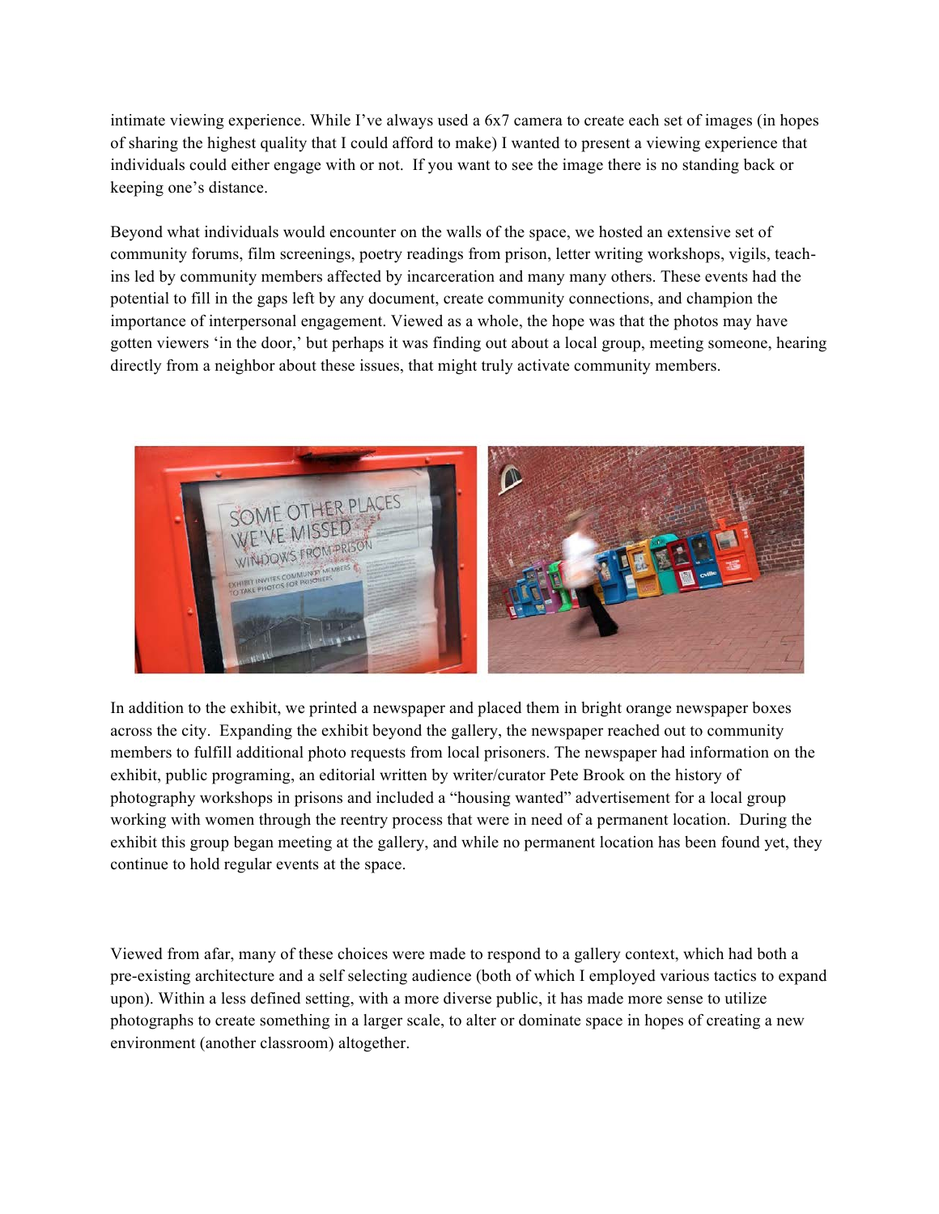intimate viewing experience. While I've always used a 6x7 camera to create each set of images (in hopes of sharing the highest quality that I could afford to make) I wanted to present a viewing experience that individuals could either engage with or not. If you want to see the image there is no standing back or keeping one's distance.

Beyond what individuals would encounter on the walls of the space, we hosted an extensive set of community forums, film screenings, poetry readings from prison, letter writing workshops, vigils, teach-ins led by community members affected by incarceration and many many others. These events had the potential to fill in the gaps left by any document, create community connections, and champion the importance of interpersonal engagement. Viewed as a whole, the hope was that the photos may have gotten viewers 'in the door,' but perhaps it was finding out about a local group, meeting someone, hearing directly from a neighbor about these issues, that might truly activate community members.

In addition to the exhibit, we printed a newspaper and placed them in bright orange newspaper boxes across the city. Expanding the exhibit beyond the gallery, the newspaper reached out to community members to fulfill additional photo requests from local prisoners. The newspaper had information on the exhibit, public programing, an editorial written by writer/curator Pete Brook on the history of photography workshops in prisons and included a "housing wanted" advertisement for a local group working with women through the reentry process that were in need of a permanent location. During the exhibit this group began meeting at the gallery, and while no permanent location has been found yet, they continue to hold regular events at the space.

Viewed from afar, many of these choices were made to respond to a gallery context, which had both a pre-existing architecture and a self selecting audience (both of which I employed various tactics to expand upon). Within a less defined setting, with a more diverse public, it has made more sense to utilize photographs to create something in a larger scale, to alter or dominate space in hopes of creating a new environment (another classroom) altogether.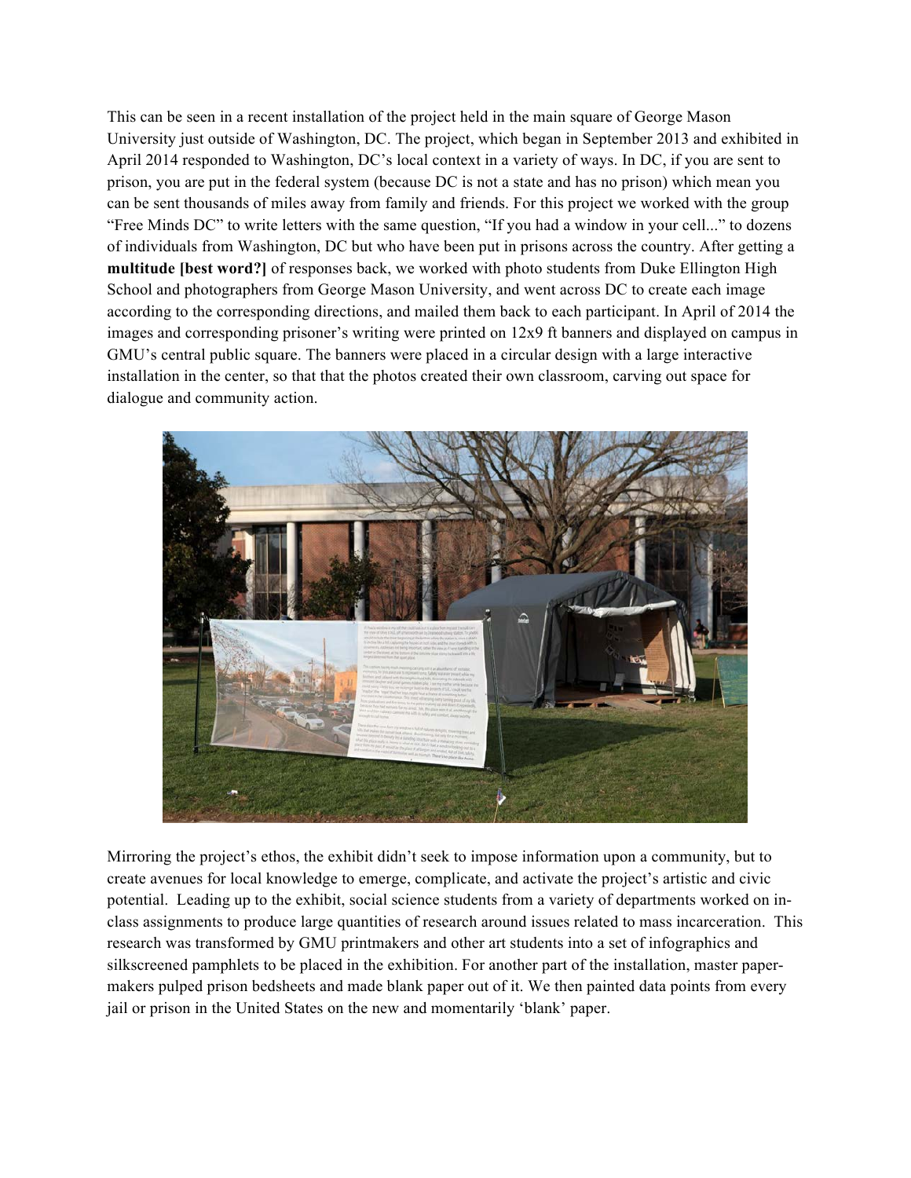This can be seen in a recent installation of the project held in the main square of George Mason University just outside of Washington, DC. The project, which began in September 2013 and exhibited in April 2014 responded to Washington, DC's local context in a variety of ways. In DC, if you are sent to prison, you are put in the federal system (because DC is not a state and has no prison) which mean you can be sent thousands of miles away from family and friends. For this project we worked with the group "Free Minds DC" to write letters with the same question, "If you had a window in your cell..." to dozens of individuals from Washington, DC but who have been put in prisons across the country. After getting a **multitude [best word?]** of responses back, we worked with photo students from Duke Ellington High School and photographers from George Mason University, and went across DC to create each image according to the corresponding directions, and mailed them back to each participant. In April of 2014 the images and corresponding prisoner's writing were printed on 12x9 ft banners and displayed on campus in GMU's central public square. The banners were placed in a circular design with a large interactive installation in the center, so that that the photos created their own classroom, carving out space for dialogue and community action.

Mirroring the project's ethos, the exhibit didn't seek to impose information upon a community, but to create avenues for local knowledge to emerge, complicate, and activate the project's artistic and civic potential. Leading up to the exhibit, social science students from a variety of departments worked on in-class assignments to produce large quantities of research around issues related to mass incarceration. This research was transformed by GMU printmakers and other art students into a set of infographics and silkscreened pamphlets to be placed in the exhibition. For another part of the installation, master paper-makers pulped prison bedsheets and made blank paper out of it. We then painted data points from every jail or prison in the United States on the new and momentarily 'blank' paper.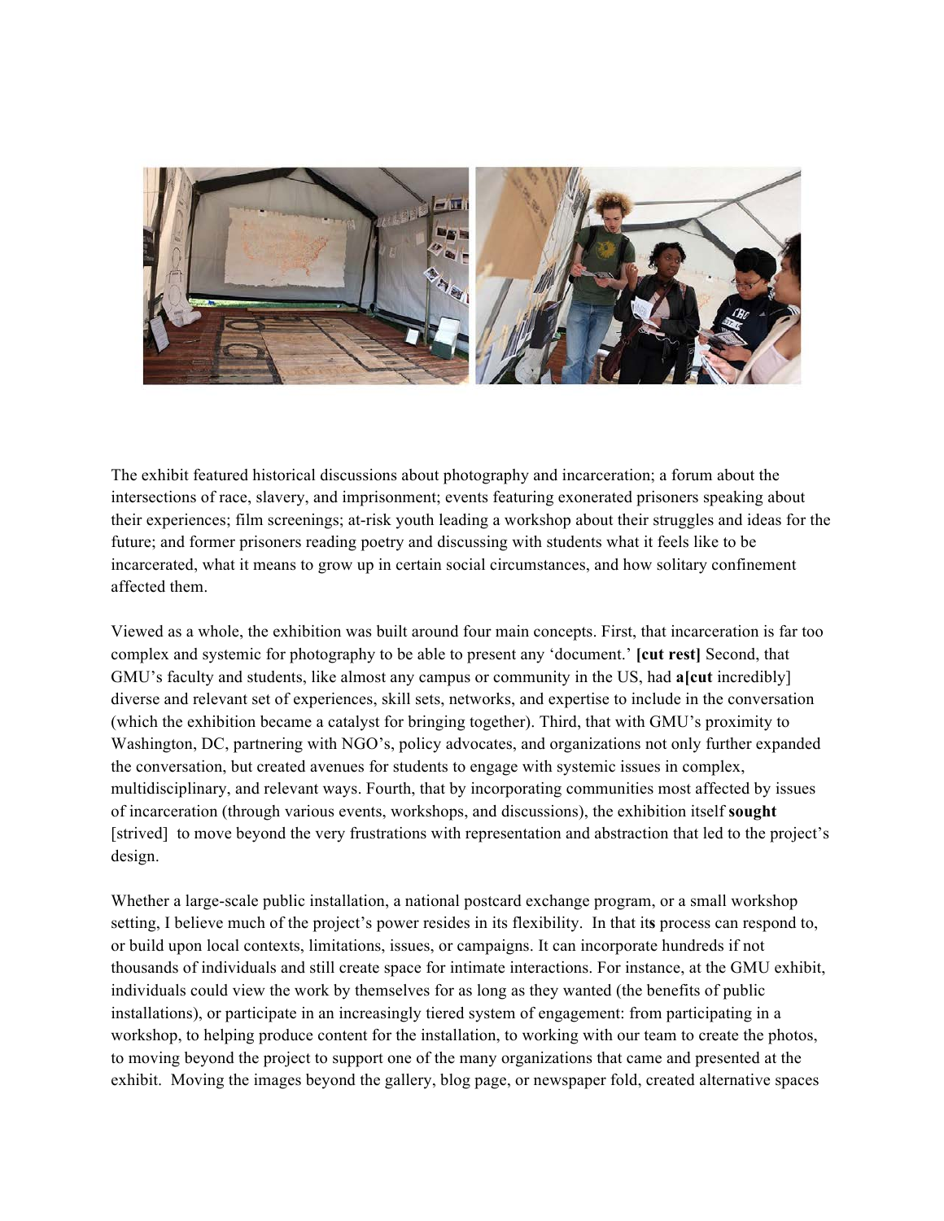The exhibit featured historical discussions about photography and incarceration; a forum about the intersections of race, slavery, and imprisonment; events featuring exonerated prisoners speaking about their experiences; film screenings; at-risk youth leading a workshop about their struggles and ideas for the future; and former prisoners reading poetry and discussing with students what it feels like to be incarcerated, what it means to grow up in certain social circumstances, and how solitary confinement affected them.

Viewed as a whole, the exhibition was built around four main concepts. First, that incarceration is far too complex and systemic for photography to be able to present any 'document.' **[cut rest]** Second, that GMU's faculty and students, like almost any campus or community in the US, had **a[cut** incredibly] diverse and relevant set of experiences, skill sets, networks, and expertise to include in the conversation (which the exhibition became a catalyst for bringing together). Third, that with GMU's proximity to Washington, DC, partnering with NGO's, policy advocates, and organizations not only further expanded the conversation, but created avenues for students to engage with systemic issues in complex, multidisciplinary, and relevant ways. Fourth, that by incorporating communities most affected by issues of incarceration (through various events, workshops, and discussions), the exhibition itself **sought** [strived] to move beyond the very frustrations with representation and abstraction that led to the project's design.

Whether a large-scale public installation, a national postcard exchange program, or a small workshop setting, I believe much of the project's power resides in its flexibility. In that it**s** process can respond to, or build upon local contexts, limitations, issues, or campaigns. It can incorporate hundreds if not thousands of individuals and still create space for intimate interactions. For instance, at the GMU exhibit, individuals could view the work by themselves for as long as they wanted (the benefits of public installations), or participate in an increasingly tiered system of engagement: from participating in a workshop, to helping produce content for the installation, to working with our team to create the photos, to moving beyond the project to support one of the many organizations that came and presented at the exhibit. Moving the images beyond the gallery, blog page, or newspaper fold, created alternative spaces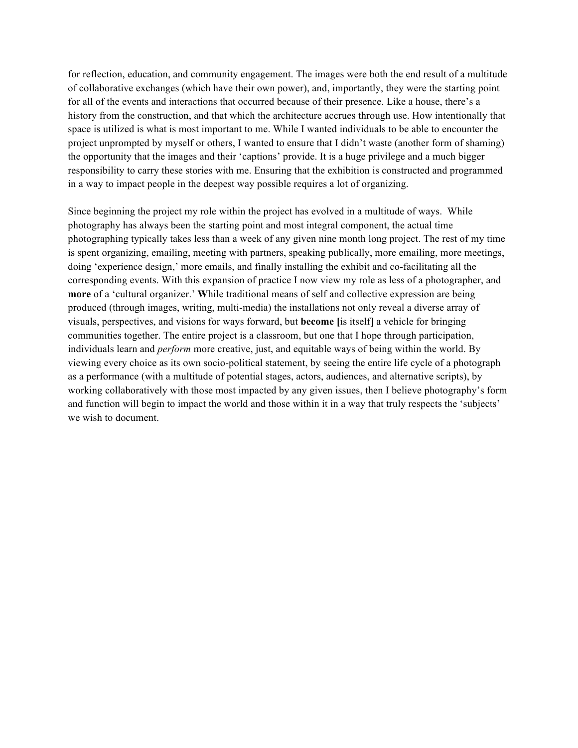for reflection, education, and community engagement. The images were both the end result of a multitude of collaborative exchanges (which have their own power), and, importantly, they were the starting point for all of the events and interactions that occurred because of their presence. Like a house, there's a history from the construction, and that which the architecture accrues through use. How intentionally that space is utilized is what is most important to me. While I wanted individuals to be able to encounter the project unprompted by myself or others, I wanted to ensure that I didn't waste (another form of shaming) the opportunity that the images and their 'captions' provide. It is a huge privilege and a much bigger responsibility to carry these stories with me. Ensuring that the exhibition is constructed and programmed in a way to impact people in the deepest way possible requires a lot of organizing.

Since beginning the project my role within the project has evolved in a multitude of ways. While photography has always been the starting point and most integral component, the actual time photographing typically takes less than a week of any given nine month long project. The rest of my time is spent organizing, emailing, meeting with partners, speaking publically, more emailing, more meetings, doing 'experience design,' more emails, and finally installing the exhibit and co-facilitating all the corresponding events. With this expansion of practice I now view my role as less of a photographer, and **more** of a 'cultural organizer.' **W**hile traditional means of self and collective expression are being produced (through images, writing, multi-media) the installations not only reveal a diverse array of visuals, perspectives, and visions for ways forward, but **become [**is itself] a vehicle for bringing communities together. The entire project is a classroom, but one that I hope through participation, individuals learn and *perform* more creative, just, and equitable ways of being within the world. By viewing every choice as its own socio-political statement, by seeing the entire life cycle of a photograph as a performance (with a multitude of potential stages, actors, audiences, and alternative scripts), by working collaboratively with those most impacted by any given issues, then I believe photography's form and function will begin to impact the world and those within it in a way that truly respects the 'subjects' we wish to document.